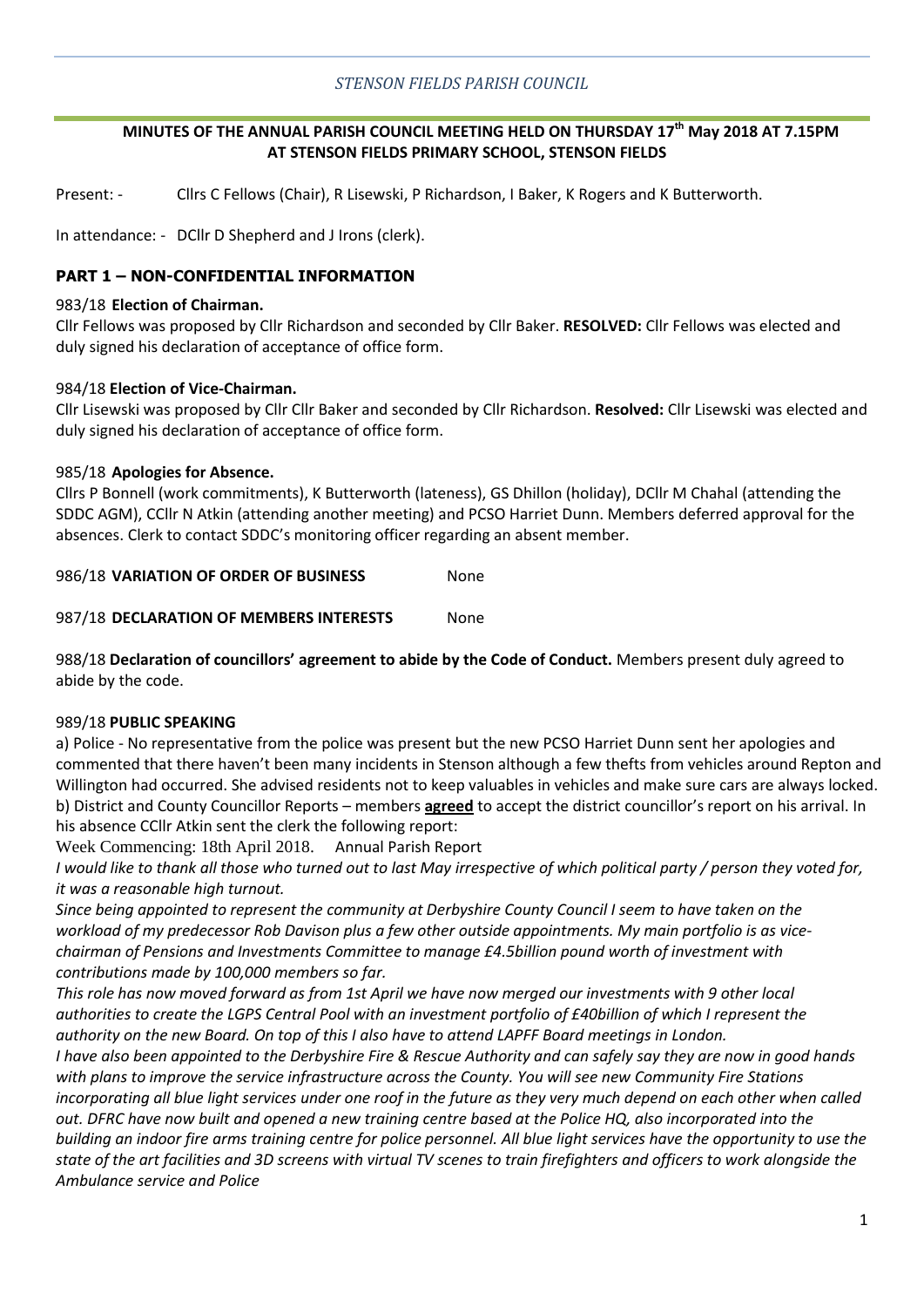*STENSON FIELDS PARISH COUNCIL*

**MINUTES OF THE ANNUAL PARISH COUNCIL MEETING HELD ON THURSDAY 17th May 2018 AT 7.15PM AT STENSON FIELDS PRIMARY SCHOOL, STENSON FIELDS**

Present: - Cllrs C Fellows (Chair), R Lisewski, P Richardson, I Baker, K Rogers and K Butterworth.

In attendance: - DCllr D Shepherd and J Irons (clerk).

## PART 1 – NON-CONFIDENTIAL INFORMATION

983/18 **Election of Chairman.**
Cllr Fellows was proposed by Cllr Richardson and seconded by Cllr Baker. **RESOLVED:** Cllr Fellows was elected and duly signed his declaration of acceptance of office form.

984/18 **Election of Vice-Chairman.**
Cllr Lisewski was proposed by Cllr Cllr Baker and seconded by Cllr Richardson. **Resolved:** Cllr Lisewski was elected and duly signed his declaration of acceptance of office form.

985/18 **Apologies for Absence.**
Cllrs P Bonnell (work commitments), K Butterworth (lateness), GS Dhillon (holiday), DCllr M Chahal (attending the SDDC AGM), CCllr N Atkin (attending another meeting) and PCSO Harriet Dunn. Members deferred approval for the absences. Clerk to contact SDDC's monitoring officer regarding an absent member.

986/18 **VARIATION OF ORDER OF BUSINESS** None

987/18 **DECLARATION OF MEMBERS INTERESTS** None

988/18 **Declaration of councillors' agreement to abide by the Code of Conduct.** Members present duly agreed to abide by the code.

989/18 **PUBLIC SPEAKING**
a) Police - No representative from the police was present but the new PCSO Harriet Dunn sent her apologies and commented that there haven't been many incidents in Stenson although a few thefts from vehicles around Repton and Willington had occurred. She advised residents not to keep valuables in vehicles and make sure cars are always locked.
b) District and County Councillor Reports – members **agreed** to accept the district councillor's report on his arrival. In his absence CCllr Atkin sent the clerk the following report:

Week Commencing: 18th April 2018. Annual Parish Report

*I would like to thank all those who turned out to last May irrespective of which political party / person they voted for, it was a reasonable high turnout.*

*Since being appointed to represent the community at Derbyshire County Council I seem to have taken on the workload of my predecessor Rob Davison plus a few other outside appointments. My main portfolio is as vice-chairman of Pensions and Investments Committee to manage £4.5billion pound worth of investment with contributions made by 100,000 members so far.*

*This role has now moved forward as from 1st April we have now merged our investments with 9 other local authorities to create the LGPS Central Pool with an investment portfolio of £40billion of which I represent the authority on the new Board. On top of this I also have to attend LAPFF Board meetings in London.*

*I have also been appointed to the Derbyshire Fire & Rescue Authority and can safely say they are now in good hands with plans to improve the service infrastructure across the County. You will see new Community Fire Stations incorporating all blue light services under one roof in the future as they very much depend on each other when called out. DFRC have now built and opened a new training centre based at the Police HQ, also incorporated into the building an indoor fire arms training centre for police personnel. All blue light services have the opportunity to use the state of the art facilities and 3D screens with virtual TV scenes to train firefighters and officers to work alongside the Ambulance service and Police*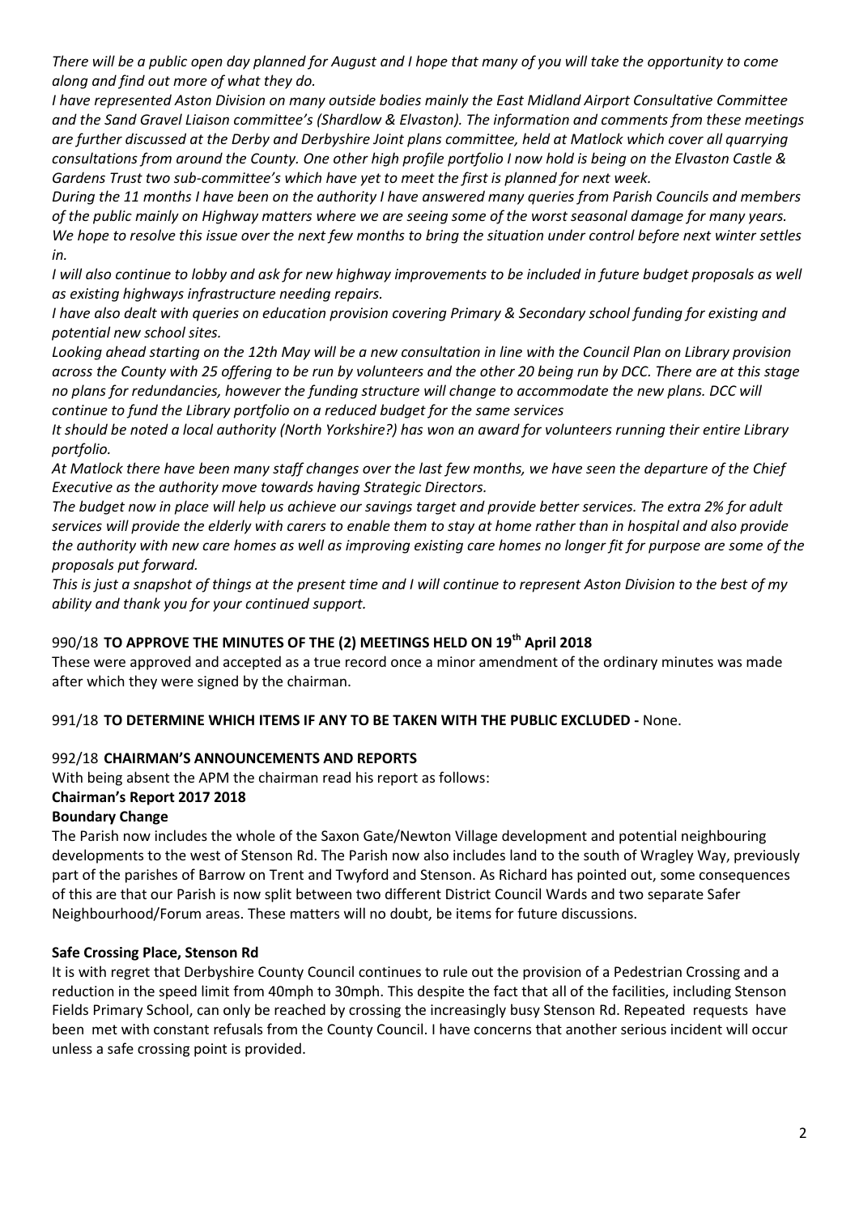*There will be a public open day planned for August and I hope that many of you will take the opportunity to come along and find out more of what they do.*

*I have represented Aston Division on many outside bodies mainly the East Midland Airport Consultative Committee and the Sand Gravel Liaison committee's (Shardlow & Elvaston). The information and comments from these meetings are further discussed at the Derby and Derbyshire Joint plans committee, held at Matlock which cover all quarrying consultations from around the County. One other high profile portfolio I now hold is being on the Elvaston Castle & Gardens Trust two sub-committee's which have yet to meet the first is planned for next week.*

*During the 11 months I have been on the authority I have answered many queries from Parish Councils and members of the public mainly on Highway matters where we are seeing some of the worst seasonal damage for many years. We hope to resolve this issue over the next few months to bring the situation under control before next winter settles in.*

*I will also continue to lobby and ask for new highway improvements to be included in future budget proposals as well as existing highways infrastructure needing repairs.*

*I have also dealt with queries on education provision covering Primary & Secondary school funding for existing and potential new school sites.*

*Looking ahead starting on the 12th May will be a new consultation in line with the Council Plan on Library provision across the County with 25 offering to be run by volunteers and the other 20 being run by DCC. There are at this stage no plans for redundancies, however the funding structure will change to accommodate the new plans. DCC will continue to fund the Library portfolio on a reduced budget for the same services*

*It should be noted a local authority (North Yorkshire?) has won an award for volunteers running their entire Library portfolio.*

*At Matlock there have been many staff changes over the last few months, we have seen the departure of the Chief Executive as the authority move towards having Strategic Directors.*

*The budget now in place will help us achieve our savings target and provide better services. The extra 2% for adult services will provide the elderly with carers to enable them to stay at home rather than in hospital and also provide the authority with new care homes as well as improving existing care homes no longer fit for purpose are some of the proposals put forward.*

*This is just a snapshot of things at the present time and I will continue to represent Aston Division to the best of my ability and thank you for your continued support.*

990/18 **TO APPROVE THE MINUTES OF THE (2) MEETINGS HELD ON 19th April 2018**

These were approved and accepted as a true record once a minor amendment of the ordinary minutes was made after which they were signed by the chairman.

991/18 **TO DETERMINE WHICH ITEMS IF ANY TO BE TAKEN WITH THE PUBLIC EXCLUDED -** None.

992/18 **CHAIRMAN'S ANNOUNCEMENTS AND REPORTS**

With being absent the APM the chairman read his report as follows:

**Chairman's Report 2017 2018**

**Boundary Change**

The Parish now includes the whole of the Saxon Gate/Newton Village development and potential neighbouring developments to the west of Stenson Rd. The Parish now also includes land to the south of Wragley Way, previously part of the parishes of Barrow on Trent and Twyford and Stenson. As Richard has pointed out, some consequences of this are that our Parish is now split between two different District Council Wards and two separate Safer Neighbourhood/Forum areas. These matters will no doubt, be items for future discussions.

**Safe Crossing Place, Stenson Rd**

It is with regret that Derbyshire County Council continues to rule out the provision of a Pedestrian Crossing and a reduction in the speed limit from 40mph to 30mph. This despite the fact that all of the facilities, including Stenson Fields Primary School, can only be reached by crossing the increasingly busy Stenson Rd. Repeated requests have been met with constant refusals from the County Council. I have concerns that another serious incident will occur unless a safe crossing point is provided.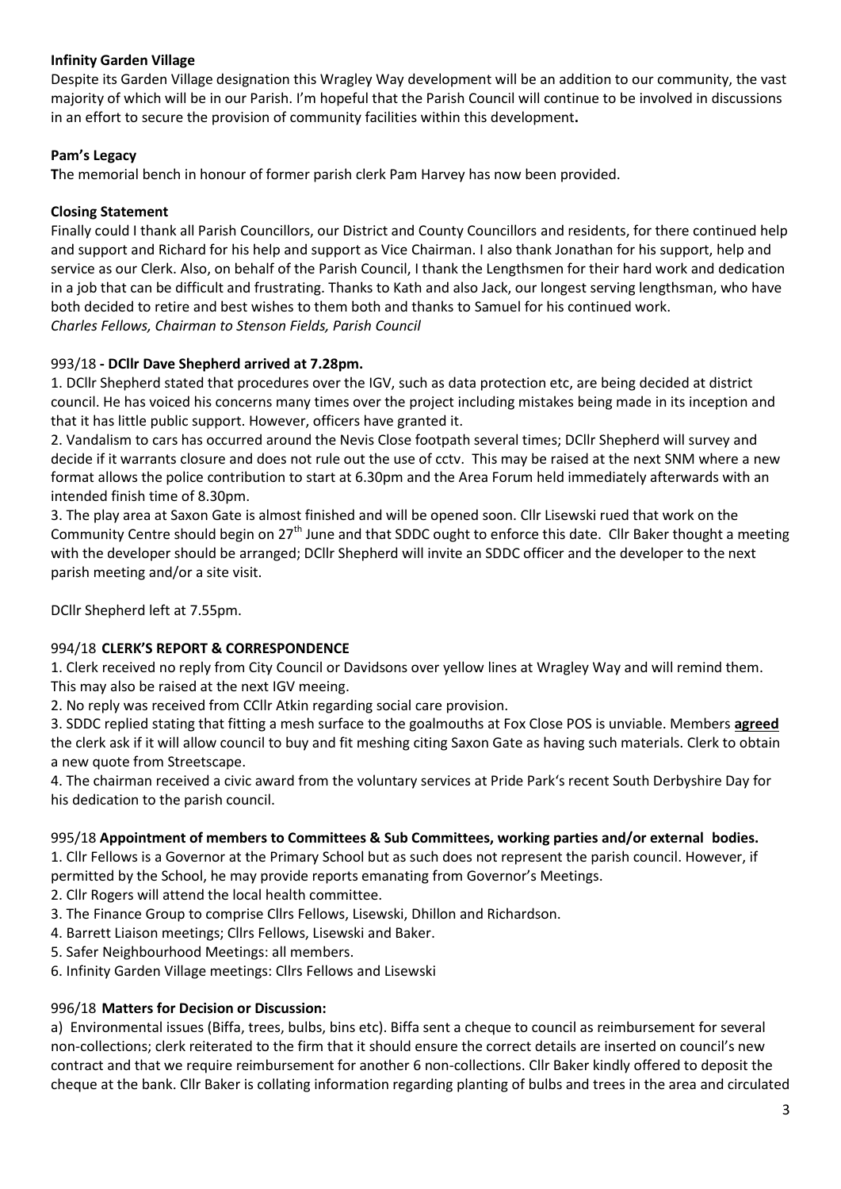**Infinity Garden Village**

Despite its Garden Village designation this Wragley Way development will be an addition to our community, the vast majority of which will be in our Parish. I'm hopeful that the Parish Council will continue to be involved in discussions in an effort to secure the provision of community facilities within this development**.**

**Pam's Legacy**

**T**he memorial bench in honour of former parish clerk Pam Harvey has now been provided.

**Closing Statement**

Finally could I thank all Parish Councillors, our District and County Councillors and residents, for there continued help and support and Richard for his help and support as Vice Chairman. I also thank Jonathan for his support, help and service as our Clerk. Also, on behalf of the Parish Council, I thank the Lengthsmen for their hard work and dedication in a job that can be difficult and frustrating. Thanks to Kath and also Jack, our longest serving lengthsman, who have both decided to retire and best wishes to them both and thanks to Samuel for his continued work.

*Charles Fellows, Chairman to Stenson Fields, Parish Council*

993/18 **- DCllr Dave Shepherd arrived at 7.28pm.**

1. DCllr Shepherd stated that procedures over the IGV, such as data protection etc, are being decided at district council. He has voiced his concerns many times over the project including mistakes being made in its inception and that it has little public support. However, officers have granted it.
2. Vandalism to cars has occurred around the Nevis Close footpath several times; DCllr Shepherd will survey and decide if it warrants closure and does not rule out the use of cctv. This may be raised at the next SNM where a new format allows the police contribution to start at 6.30pm and the Area Forum held immediately afterwards with an intended finish time of 8.30pm.
3. The play area at Saxon Gate is almost finished and will be opened soon. Cllr Lisewski rued that work on the Community Centre should begin on 27th June and that SDDC ought to enforce this date. Cllr Baker thought a meeting with the developer should be arranged; DCllr Shepherd will invite an SDDC officer and the developer to the next parish meeting and/or a site visit.

DCllr Shepherd left at 7.55pm.

994/18 **CLERK'S REPORT & CORRESPONDENCE**

1. Clerk received no reply from City Council or Davidsons over yellow lines at Wragley Way and will remind them. This may also be raised at the next IGV meeing.
2. No reply was received from CCllr Atkin regarding social care provision.
3. SDDC replied stating that fitting a mesh surface to the goalmouths at Fox Close POS is unviable. Members **agreed** the clerk ask if it will allow council to buy and fit meshing citing Saxon Gate as having such materials. Clerk to obtain a new quote from Streetscape.
4. The chairman received a civic award from the voluntary services at Pride Park's recent South Derbyshire Day for his dedication to the parish council.

995/18 **Appointment of members to Committees & Sub Committees, working parties and/or external bodies.**

1. Cllr Fellows is a Governor at the Primary School but as such does not represent the parish council. However, if permitted by the School, he may provide reports emanating from Governor's Meetings.
2. Cllr Rogers will attend the local health committee.
3. The Finance Group to comprise Cllrs Fellows, Lisewski, Dhillon and Richardson.
4. Barrett Liaison meetings; Cllrs Fellows, Lisewski and Baker.
5. Safer Neighbourhood Meetings: all members.
6. Infinity Garden Village meetings: Cllrs Fellows and Lisewski

996/18 **Matters for Decision or Discussion:**

a) Environmental issues (Biffa, trees, bulbs, bins etc). Biffa sent a cheque to council as reimbursement for several non-collections; clerk reiterated to the firm that it should ensure the correct details are inserted on council's new contract and that we require reimbursement for another 6 non-collections. Cllr Baker kindly offered to deposit the cheque at the bank. Cllr Baker is collating information regarding planting of bulbs and trees in the area and circulated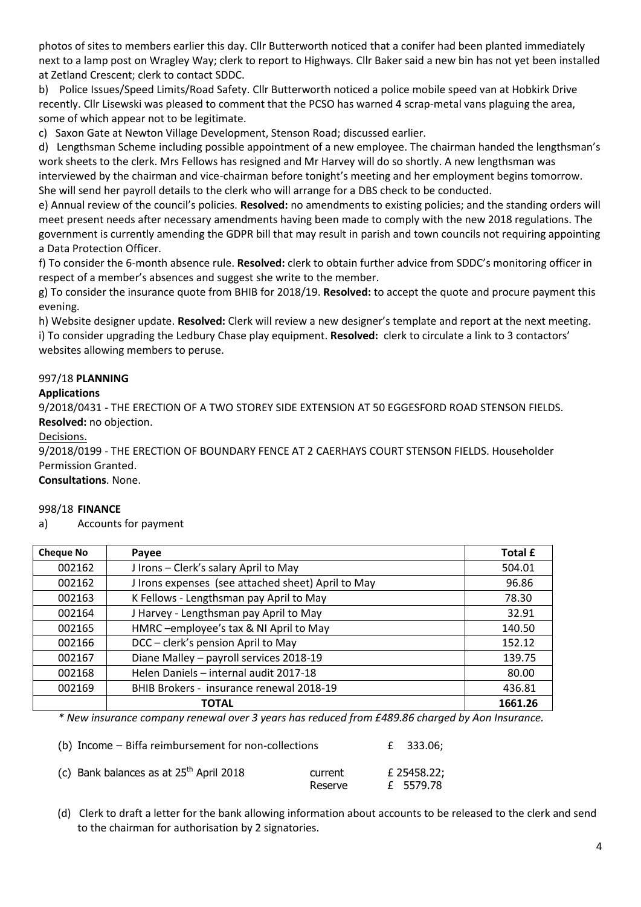photos of sites to members earlier this day. Cllr Butterworth noticed that a conifer had been planted immediately next to a lamp post on Wragley Way; clerk to report to Highways. Cllr Baker said a new bin has not yet been installed at Zetland Crescent; clerk to contact SDDC.

b) Police Issues/Speed Limits/Road Safety. Cllr Butterworth noticed a police mobile speed van at Hobkirk Drive recently. Cllr Lisewski was pleased to comment that the PCSO has warned 4 scrap-metal vans plaguing the area, some of which appear not to be legitimate.

c) Saxon Gate at Newton Village Development, Stenson Road; discussed earlier.

d) Lengthsman Scheme including possible appointment of a new employee. The chairman handed the lengthsman's work sheets to the clerk. Mrs Fellows has resigned and Mr Harvey will do so shortly. A new lengthsman was interviewed by the chairman and vice-chairman before tonight's meeting and her employment begins tomorrow. She will send her payroll details to the clerk who will arrange for a DBS check to be conducted.

e) Annual review of the council's policies. **Resolved:** no amendments to existing policies; and the standing orders will meet present needs after necessary amendments having been made to comply with the new 2018 regulations. The government is currently amending the GDPR bill that may result in parish and town councils not requiring appointing a Data Protection Officer.

f) To consider the 6-month absence rule. **Resolved:** clerk to obtain further advice from SDDC's monitoring officer in respect of a member's absences and suggest she write to the member.

g) To consider the insurance quote from BHIB for 2018/19. **Resolved:** to accept the quote and procure payment this evening.

h) Website designer update. **Resolved:** Clerk will review a new designer's template and report at the next meeting.

i) To consider upgrading the Ledbury Chase play equipment. **Resolved:** clerk to circulate a link to 3 contactors' websites allowing members to peruse.

997/18 **PLANNING**

**Applications**

9/2018/0431 - THE ERECTION OF A TWO STOREY SIDE EXTENSION AT 50 EGGESFORD ROAD STENSON FIELDS. **Resolved:** no objection.

Decisions.

9/2018/0199 - THE ERECTION OF BOUNDARY FENCE AT 2 CAERHAYS COURT STENSON FIELDS. Householder Permission Granted.

**Consultations**. None.

998/18 **FINANCE**

a) Accounts for payment

| Cheque No | Payee | Total £ |
|---|---|---|
| 002162 | J Irons – Clerk's salary April to May | 504.01 |
| 002162 | J Irons expenses (see attached sheet) April to May | 96.86 |
| 002163 | K Fellows - Lengthsman pay April to May | 78.30 |
| 002164 | J Harvey - Lengthsman pay April to May | 32.91 |
| 002165 | HMRC –employee's tax & NI April to May | 140.50 |
| 002166 | DCC – clerk's pension April to May | 152.12 |
| 002167 | Diane Malley – payroll services 2018-19 | 139.75 |
| 002168 | Helen Daniels – internal audit 2017-18 | 80.00 |
| 002169 | BHIB Brokers - insurance renewal 2018-19 | 436.81 |
| | **TOTAL** | **1661.26** |

*\* New insurance company renewal over 3 years has reduced from £489.86 charged by Aon Insurance.*

(b) Income – Biffa reimbursement for non-collections £ 333.06;

(c) Bank balances as at 25th April 2018 current £ 25458.22; Reserve £ 5579.78

(d) Clerk to draft a letter for the bank allowing information about accounts to be released to the clerk and send to the chairman for authorisation by 2 signatories.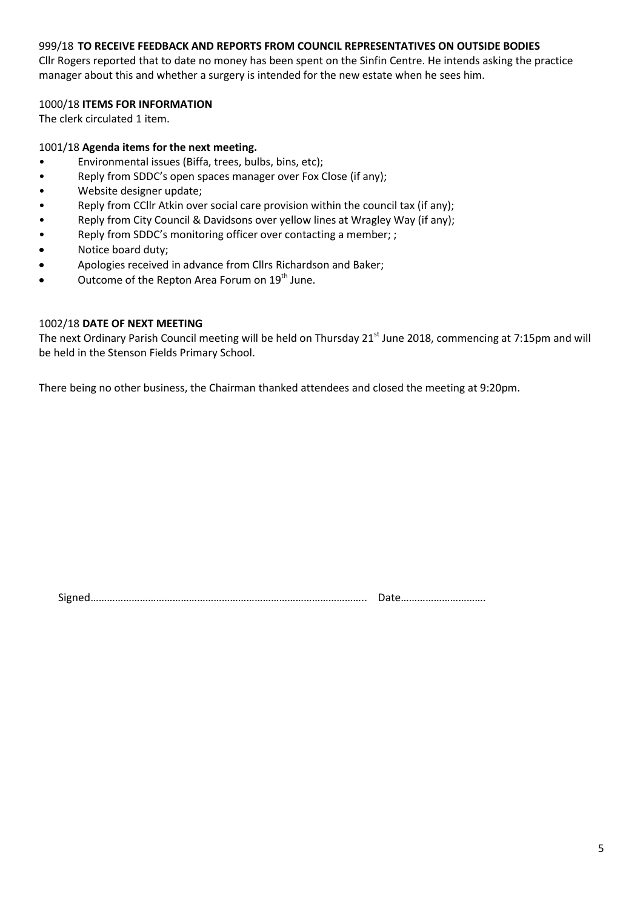999/18 **TO RECEIVE FEEDBACK AND REPORTS FROM COUNCIL REPRESENTATIVES ON OUTSIDE BODIES**

Cllr Rogers reported that to date no money has been spent on the Sinfin Centre. He intends asking the practice manager about this and whether a surgery is intended for the new estate when he sees him.

1000/18 **ITEMS FOR INFORMATION**

The clerk circulated 1 item.

1001/18 **Agenda items for the next meeting.**

- Environmental issues (Biffa, trees, bulbs, bins, etc);
- Reply from SDDC's open spaces manager over Fox Close (if any);
- Website designer update;
- Reply from CCllr Atkin over social care provision within the council tax (if any);
- Reply from City Council & Davidsons over yellow lines at Wragley Way (if any);
- Reply from SDDC's monitoring officer over contacting a member; ;
- Notice board duty;
- Apologies received in advance from Cllrs Richardson and Baker;
- Outcome of the Repton Area Forum on 19th June.

1002/18 **DATE OF NEXT MEETING**

The next Ordinary Parish Council meeting will be held on Thursday 21st June 2018, commencing at 7:15pm and will be held in the Stenson Fields Primary School.

There being no other business, the Chairman thanked attendees and closed the meeting at 9:20pm.

Signed……………………………………………………………………………………….. Date………………………….